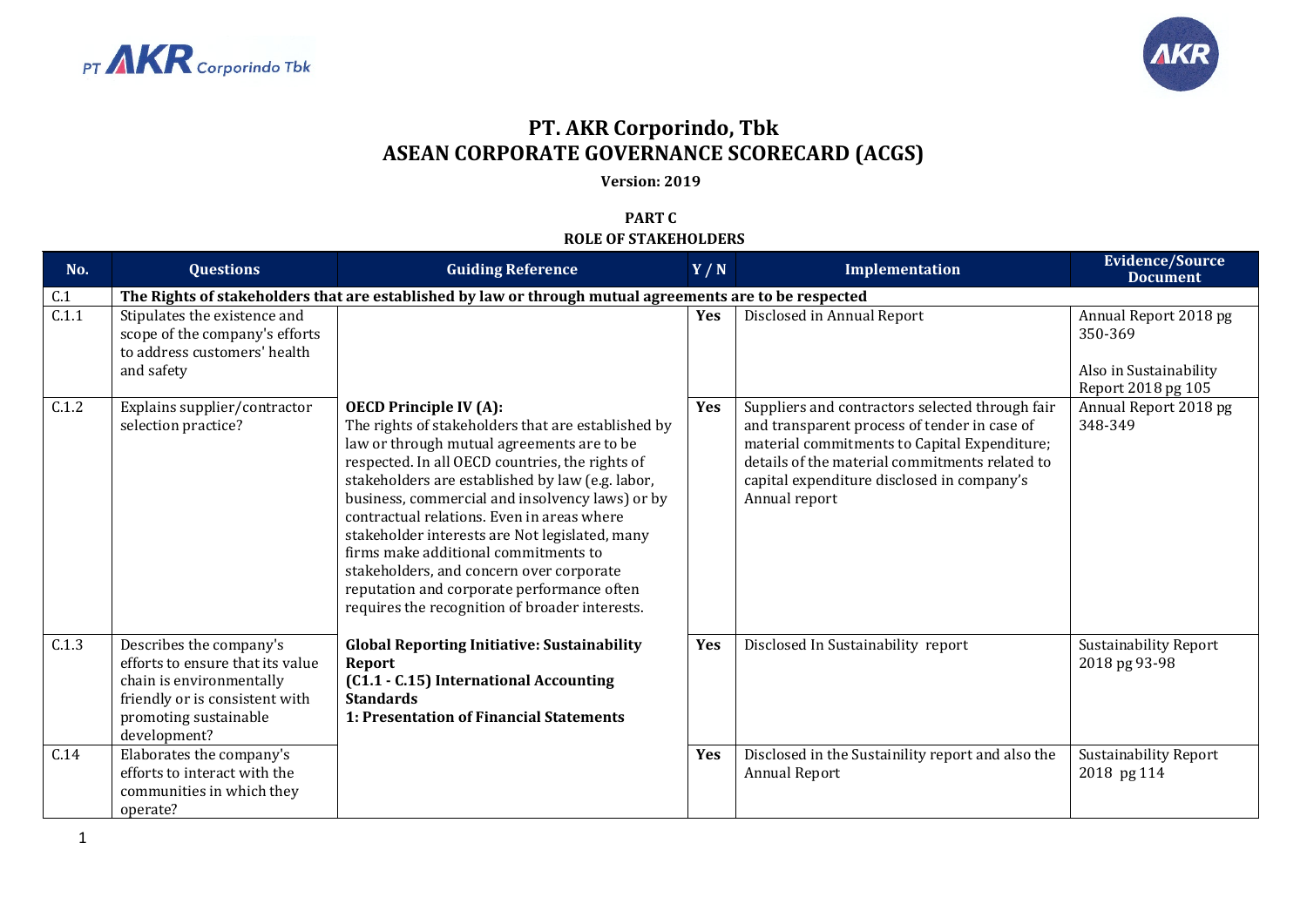# PT. AKR Corporindo, Tbk
# ASEAN CORPORATE GOVERNANCE SCORECARD (ACGS)

**Version: 2019**

**PART C**
**ROLE OF STAKEHOLDERS**

| No. | Questions | Guiding Reference | Y / N | Implementation | Evidence/Source Document |
|---|---|---|---|---|---|
| C.1 | **The Rights of stakeholders that are established by law or through mutual agreements are to be respected** | | | | |
| C.1.1 | Stipulates the existence and scope of the company's efforts to address customers' health and safety | **OECD Principle IV (A):** The rights of stakeholders that are established by law or through mutual agreements are to be respected. In all OECD countries, the rights of stakeholders are established by law (e.g. labor, business, commercial and insolvency laws) or by contractual relations. Even in areas where stakeholder interests are Not legislated, many firms make additional commitments to stakeholders, and concern over corporate reputation and corporate performance often requires the recognition of broader interests. **Global Reporting Initiative: Sustainability Report (C1.1 - C.15) International Accounting Standards 1: Presentation of Financial Statements** | **Yes** | Disclosed in Annual Report | Annual Report 2018 pg 350-369<br><br>Also in Sustainability Report 2018 pg 105 |
| C.1.2 | Explains supplier/contractor selection practice? | | **Yes** | Suppliers and contractors selected through fair and transparent process of tender in case of material commitments to Capital Expenditure; details of the material commitments related to capital expenditure disclosed in company's Annual report | Annual Report 2018 pg 348-349 |
| C.1.3 | Describes the company's efforts to ensure that its value chain is environmentally friendly or is consistent with promoting sustainable development? | | **Yes** | Disclosed In Sustainability report | Sustainability Report 2018 pg 93-98 |
| C.14 | Elaborates the company's efforts to interact with the communities in which they operate? | | **Yes** | Disclosed in the Sustainility report and also the Annual Report | Sustainability Report 2018 pg 114 |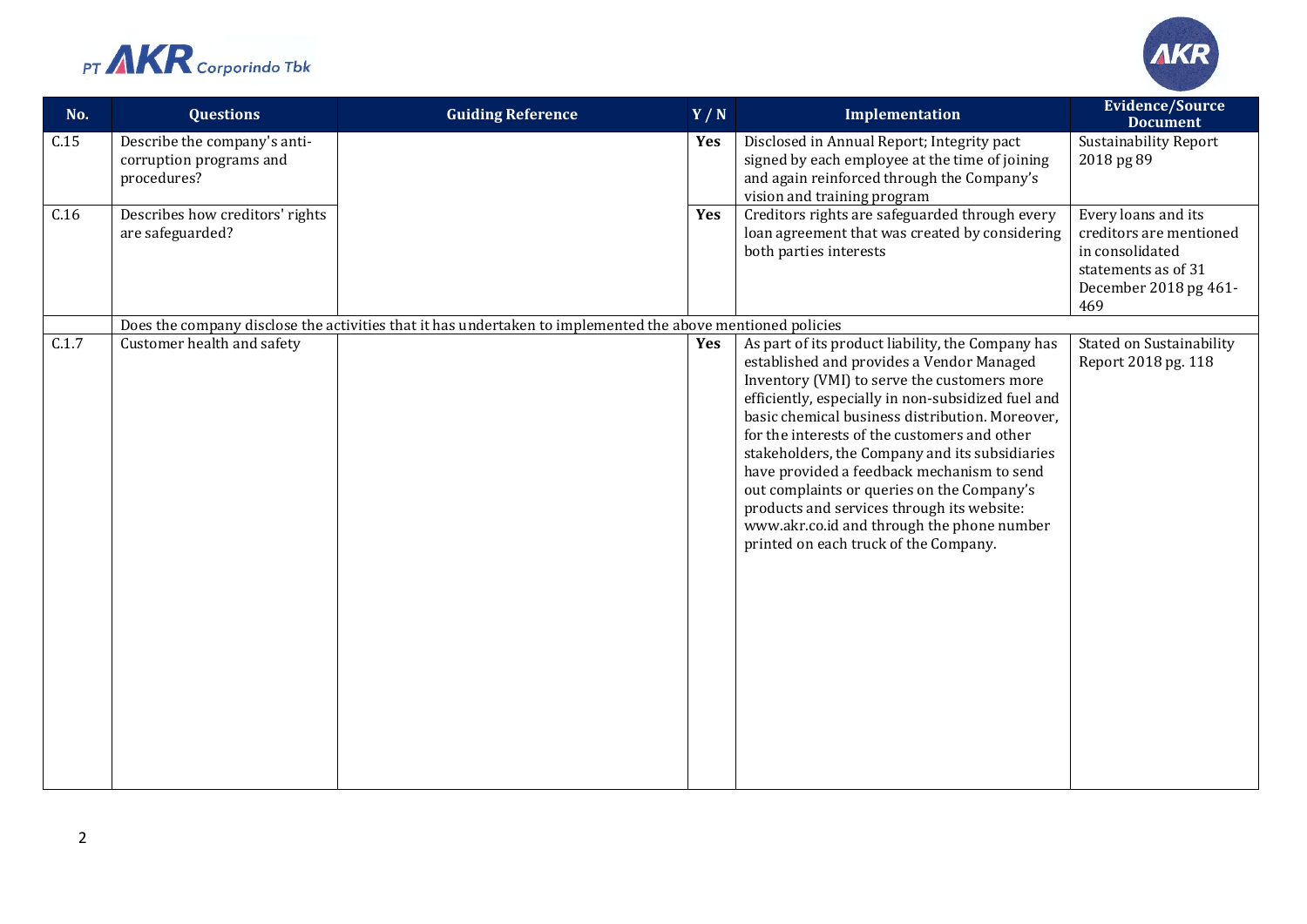| No. | Questions | Guiding Reference | Y / N | Implementation | Evidence/Source Document |
|---|---|---|---|---|---|
| C.15 | Describe the company's anti-corruption programs and procedures? | | Yes | Disclosed in Annual Report; Integrity pact signed by each employee at the time of joining and again reinforced through the Company's vision and training program | Sustainability Report 2018 pg 89 |
| C.16 | Describes how creditors' rights are safeguarded? | | Yes | Creditors rights are safeguarded through every loan agreement that was created by considering both parties interests | Every loans and its creditors are mentioned in consolidated statements as of 31 December 2018 pg 461-469 |
| | Does the company disclose the activities that it has undertaken to implemented the above mentioned policies | | | | |
| C.1.7 | Customer health and safety | | Yes | As part of its product liability, the Company has established and provides a Vendor Managed Inventory (VMI) to serve the customers more efficiently, especially in non-subsidized fuel and basic chemical business distribution. Moreover, for the interests of the customers and other stakeholders, the Company and its subsidiaries have provided a feedback mechanism to send out complaints or queries on the Company's products and services through its website: www.akr.co.id and through the phone number printed on each truck of the Company. | Stated on Sustainability Report 2018 pg. 118 |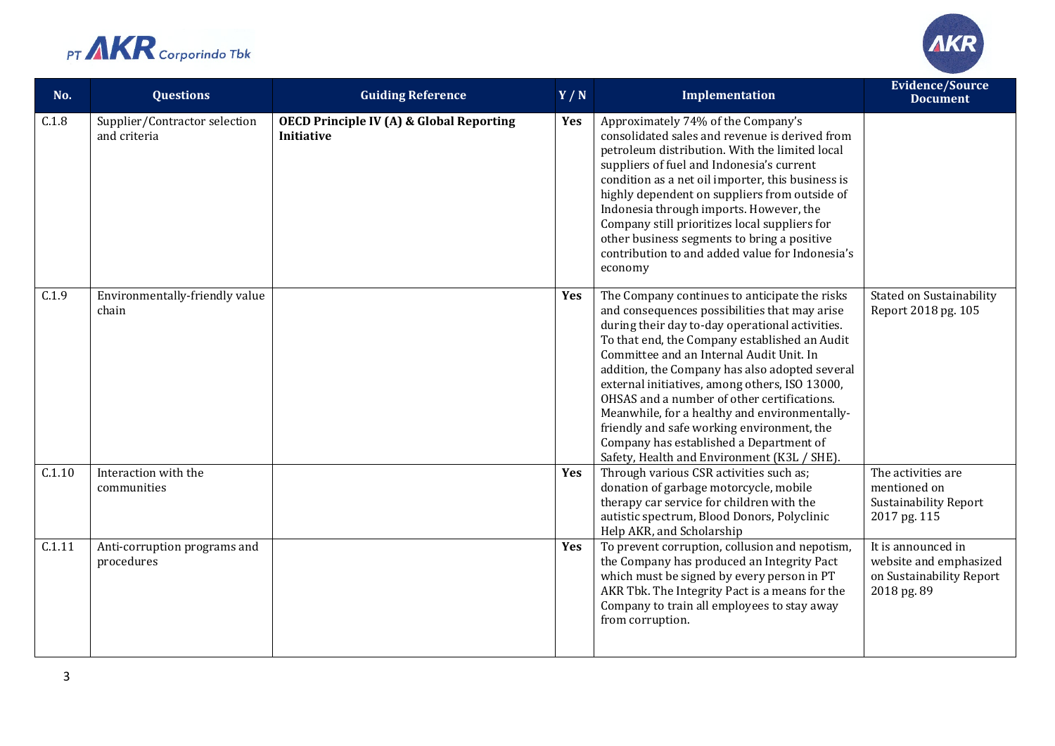| No. | Questions | Guiding Reference | Y / N | Implementation | Evidence/Source Document |
|---|---|---|---|---|---|
| C.1.8 | Supplier/Contractor selection and criteria | **OECD Principle IV (A) & Global Reporting Initiative** | **Yes** | Approximately 74% of the Company's consolidated sales and revenue is derived from petroleum distribution. With the limited local suppliers of fuel and Indonesia's current condition as a net oil importer, this business is highly dependent on suppliers from outside of Indonesia through imports. However, the Company still prioritizes local suppliers for other business segments to bring a positive contribution to and added value for Indonesia's economy | |
| C.1.9 | Environmentally-friendly value chain | | **Yes** | The Company continues to anticipate the risks and consequences possibilities that may arise during their day to-day operational activities. To that end, the Company established an Audit Committee and an Internal Audit Unit. In addition, the Company has also adopted several external initiatives, among others, ISO 13000, OHSAS and a number of other certifications. Meanwhile, for a healthy and environmentally-friendly and safe working environment, the Company has established a Department of Safety, Health and Environment (K3L / SHE). | Stated on Sustainability Report 2018 pg. 105 |
| C.1.10 | Interaction with the communities | | **Yes** | Through various CSR activities such as; donation of garbage motorcycle, mobile therapy car service for children with the autistic spectrum, Blood Donors, Polyclinic Help AKR, and Scholarship | The activities are mentioned on Sustainability Report 2017 pg. 115 |
| C.1.11 | Anti-corruption programs and procedures | | **Yes** | To prevent corruption, collusion and nepotism, the Company has produced an Integrity Pact which must be signed by every person in PT AKR Tbk. The Integrity Pact is a means for the Company to train all employees to stay away from corruption. | It is announced in website and emphasized on Sustainability Report 2018 pg. 89 |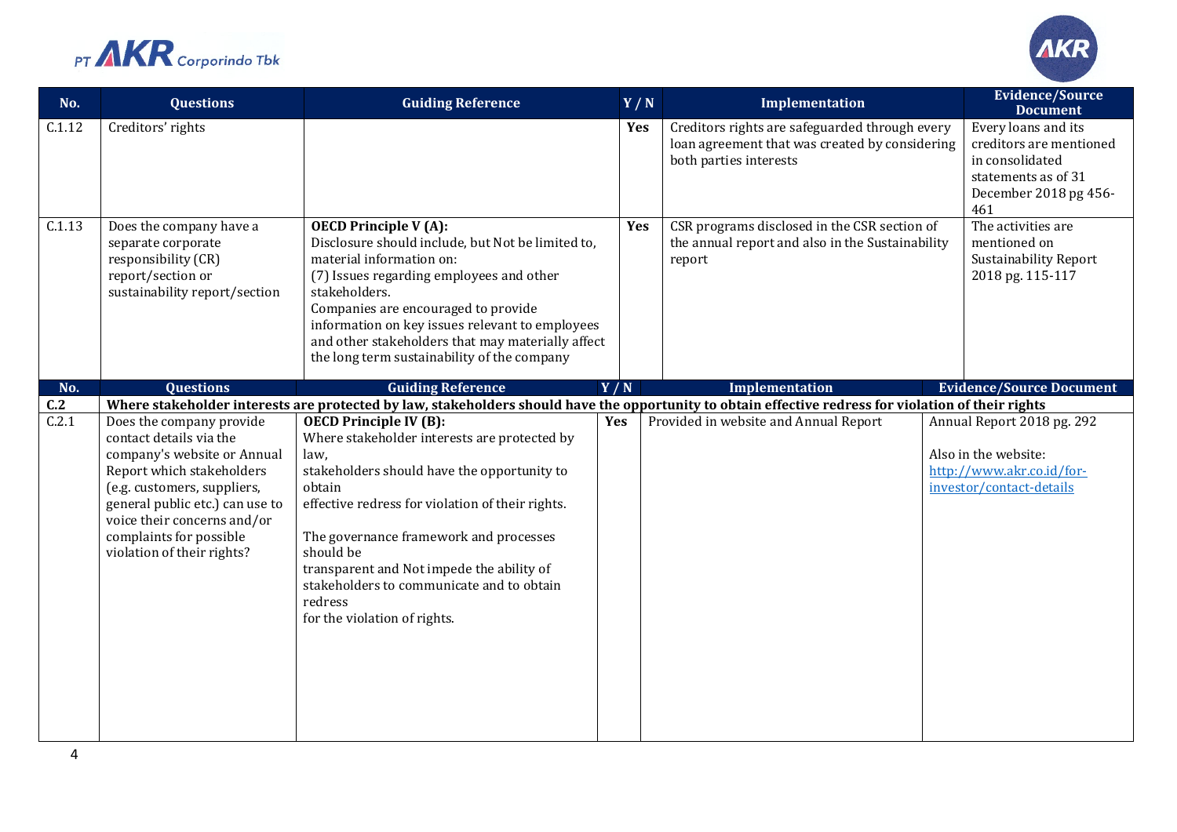| No. | Questions | Guiding Reference | Y / N | Implementation | Evidence/Source Document |
|---|---|---|---|---|---|
| C.1.12 | Creditors' rights | | Yes | Creditors rights are safeguarded through every loan agreement that was created by considering both parties interests | Every loans and its creditors are mentioned in consolidated statements as of 31 December 2018 pg 456-461 |
| C.1.13 | Does the company have a separate corporate responsibility (CR) report/section or sustainability report/section | **OECD Principle V (A):** Disclosure should include, but Not be limited to, material information on: (7) Issues regarding employees and other stakeholders. Companies are encouraged to provide information on key issues relevant to employees and other stakeholders that may materially affect the long term sustainability of the company | Yes | CSR programs disclosed in the CSR section of the annual report and also in the Sustainability report | The activities are mentioned on Sustainability Report 2018 pg. 115-117 |

| No. | Questions | Guiding Reference | Y / N | Implementation | Evidence/Source Document |
|---|---|---|---|---|---|
| **C.2** | **Where stakeholder interests are protected by law, stakeholders should have the opportunity to obtain effective redress for violation of their rights** | | | | |
| C.2.1 | Does the company provide contact details via the company's website or Annual Report which stakeholders (e.g. customers, suppliers, general public etc.) can use to voice their concerns and/or complaints for possible violation of their rights? | **OECD Principle IV (B):** Where stakeholder interests are protected by law, stakeholders should have the opportunity to obtain effective redress for violation of their rights. The governance framework and processes should be transparent and Not impede the ability of stakeholders to communicate and to obtain redress for the violation of rights. | Yes | Provided in website and Annual Report | Annual Report 2018 pg. 292<br><br>Also in the website: http://www.akr.co.id/for-investor/contact-details |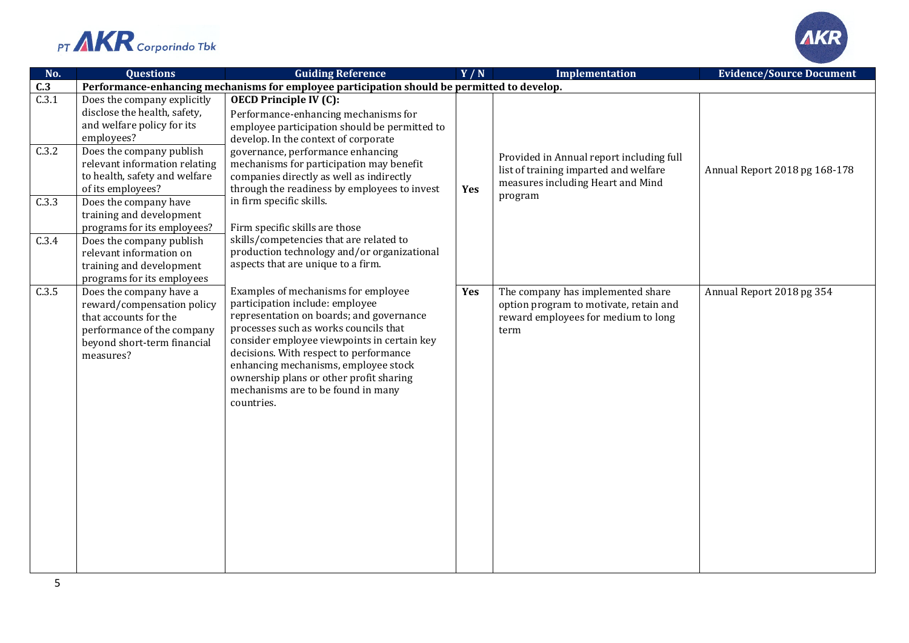| No. | Questions | Guiding Reference | Y / N | Implementation | Evidence/Source Document |
|---|---|---|---|---|---|
| **C.3** | **Performance-enhancing mechanisms for employee participation should be permitted to develop.** | | | | |
| C.3.1 | Does the company explicitly disclose the health, safety, and welfare policy for its employees? | **OECD Principle IV (C):** Performance-enhancing mechanisms for employee participation should be permitted to develop. In the context of corporate governance, performance enhancing mechanisms for participation may benefit companies directly as well as indirectly through the readiness by employees to invest in firm specific skills. Firm specific skills are those skills/competencies that are related to production technology and/or organizational aspects that are unique to a firm. Examples of mechanisms for employee participation include: employee representation on boards; and governance processes such as works councils that consider employee viewpoints in certain key decisions. With respect to performance enhancing mechanisms, employee stock ownership plans or other profit sharing mechanisms are to be found in many countries. | **Yes** | Provided in Annual report including full list of training imparted and welfare measures including Heart and Mind program | Annual Report 2018 pg 168-178 |
| C.3.2 | Does the company publish relevant information relating to health, safety and welfare of its employees? | | | | |
| C.3.3 | Does the company have training and development programs for its employees? | | | | |
| C.3.4 | Does the company publish relevant information on training and development programs for its employees | | | | |
| C.3.5 | Does the company have a reward/compensation policy that accounts for the performance of the company beyond short-term financial measures? | | **Yes** | The company has implemented share option program to motivate, retain and reward employees for medium to long term | Annual Report 2018 pg 354 |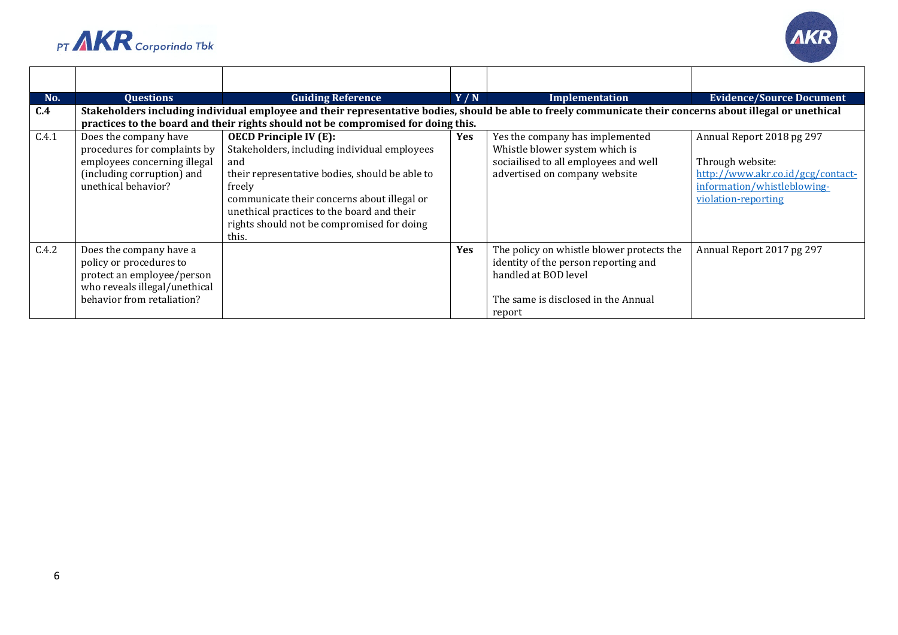| No. | Questions | Guiding Reference | Y / N | Implementation | Evidence/Source Document |
|---|---|---|---|---|---|
| **C.4** | **Stakeholders including individual employee and their representative bodies, should be able to freely communicate their concerns about illegal or unethical practices to the board and their rights should not be compromised for doing this.** | | | | |
| C.4.1 | Does the company have procedures for complaints by employees concerning illegal (including corruption) and unethical behavior? | **OECD Principle IV (E):** Stakeholders, including individual employees and their representative bodies, should be able to freely communicate their concerns about illegal or unethical practices to the board and their rights should not be compromised for doing this. | **Yes** | Yes the company has implemented Whistle blower system which is sociailised to all employees and well advertised on company website | Annual Report 2018 pg 297<br><br>Through website: http://www.akr.co.id/gcg/contact-information/whistleblowing-violation-reporting |
| C.4.2 | Does the company have a policy or procedures to protect an employee/person who reveals illegal/unethical behavior from retaliation? | | **Yes** | The policy on whistle blower protects the identity of the person reporting and handled at BOD level<br><br>The same is disclosed in the Annual report | Annual Report 2017 pg 297 |